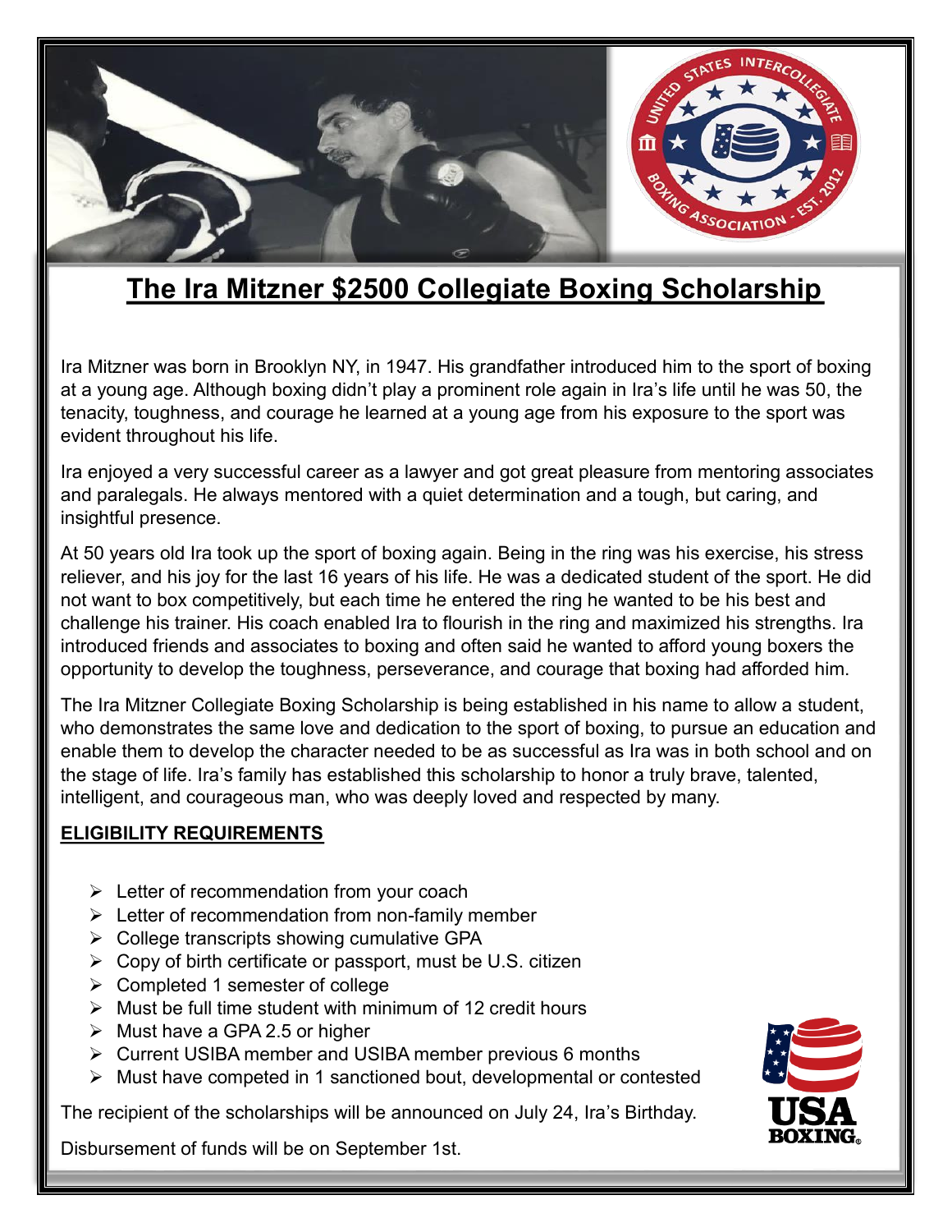# The Ira Mitzner $2500 Collegiate Boxing Scholarship

Ira Mitzner was born in Brooklyn NY, in 1947. His grandfather introduced him to the sport of boxing at a young age. Although boxing didn't play a prominent role again in Ira's life until he was 50, the tenacity, toughness, and courage he learned at a young age from his exposure to the sport was evident throughout his life.

Ira enjoyed a very successful career as a lawyer and got great pleasure from mentoring associates and paralegals. He always mentored with a quiet determination and a tough, but caring, and insightful presence.

At 50 years old Ira took up the sport of boxing again. Being in the ring was his exercise, his stress reliever, and his joy for the last 16 years of his life. He was a dedicated student of the sport. He did not want to box competitively, but each time he entered the ring he wanted to be his best and challenge his trainer. His coach enabled Ira to flourish in the ring and maximized his strengths. Ira introduced friends and associates to boxing and often said he wanted to afford young boxers the opportunity to develop the toughness, perseverance, and courage that boxing had afforded him.

The Ira Mitzner Collegiate Boxing Scholarship is being established in his name to allow a student, who demonstrates the same love and dedication to the sport of boxing, to pursue an education and enable them to develop the character needed to be as successful as Ira was in both school and on the stage of life. Ira's family has established this scholarship to honor a truly brave, talented, intelligent, and courageous man, who was deeply loved and respected by many.

## ELIGIBILITY REQUIREMENTS

- Letter of recommendation from your coach
- Letter of recommendation from non-family member
- College transcripts showing cumulative GPA
- Copy of birth certificate or passport, must be U.S. citizen
- Completed 1 semester of college
- Must be full time student with minimum of 12 credit hours
- Must have a GPA 2.5 or higher
- Current USIBA member and USIBA member previous 6 months
- Must have competed in 1 sanctioned bout, developmental or contested

The recipient of the scholarships will be announced on July 24, Ira's Birthday.

Disbursement of funds will be on September 1st.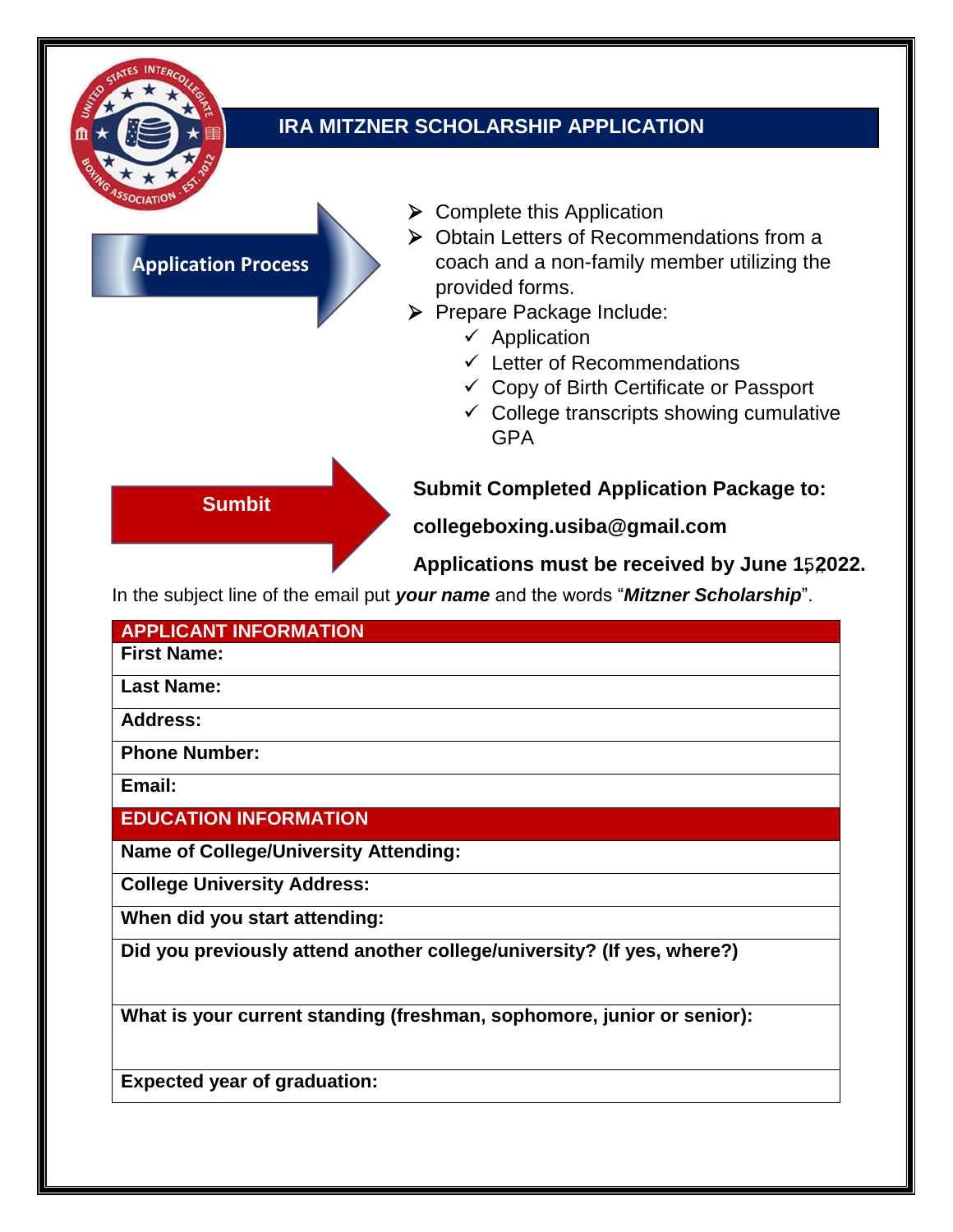# IRA MITZNER SCHOLARSHIP APPLICATION

**Application Process**

- Complete this Application
- Obtain Letters of Recommendations from a coach and a non-family member utilizing the provided forms.
- Prepare Package Include:
  - ✓ Application
  - ✓ Letter of Recommendations
  - ✓ Copy of Birth Certificate or Passport
  - ✓ College transcripts showing cumulative GPA

**Sumbit**

**Submit Completed Application Package to:**

**collegeboxing.usiba@gmail.com**

**Applications must be received by June 15,2022.**

In the subject line of the email put ***your name*** and the words "***Mitzner Scholarship***".

| APPLICANT INFORMATION |
|---|
| **First Name:** |
| **Last Name:** |
| **Address:** |
| **Phone Number:** |
| **Email:** |
| **EDUCATION INFORMATION** |
| **Name of College/University Attending:** |
| **College University Address:** |
| **When did you start attending:** |
| **Did you previously attend another college/university? (If yes, where?)** |
| **What is your current standing (freshman, sophomore, junior or senior):** |
| **Expected year of graduation:** |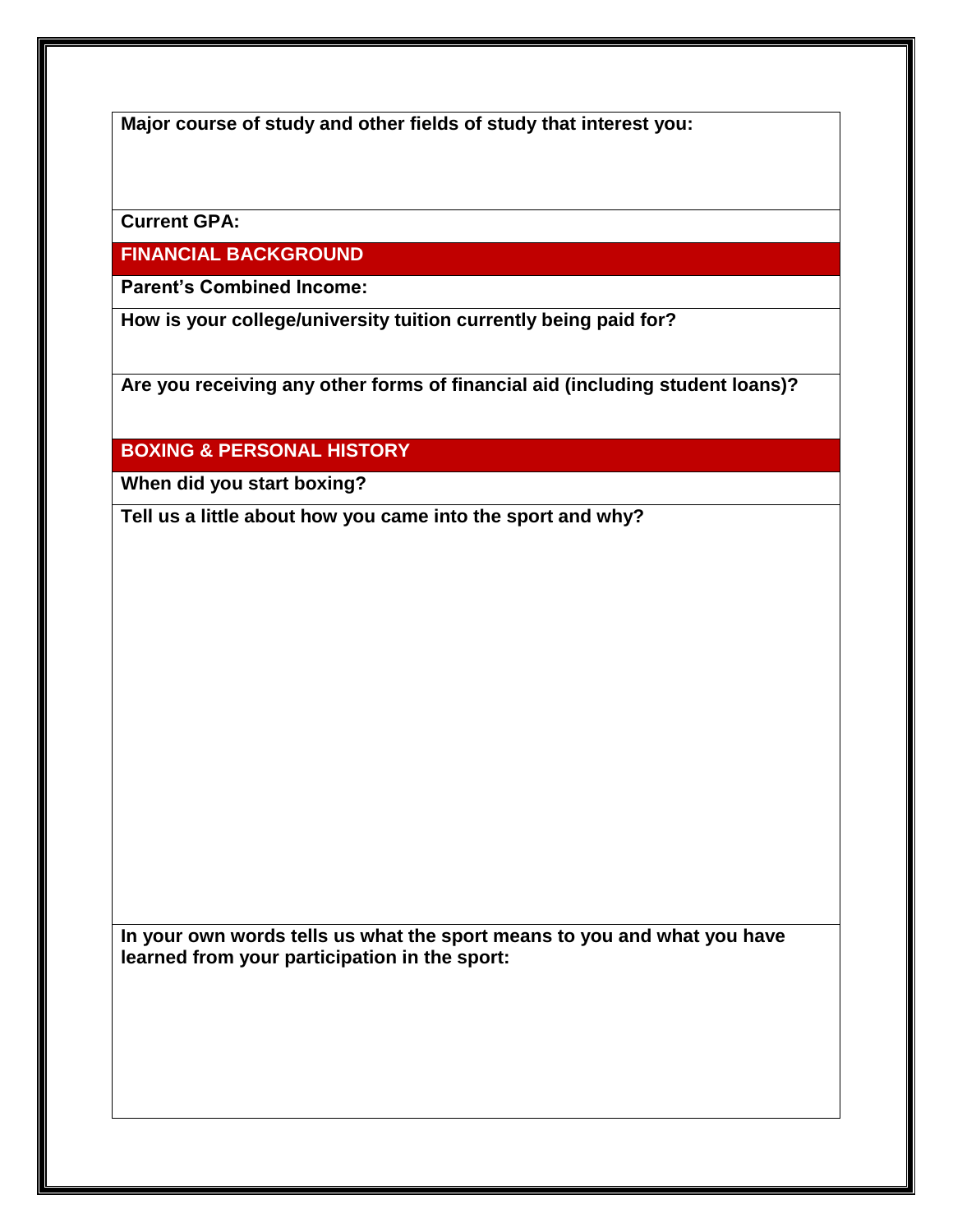**Major course of study and other fields of study that interest you:**

**Current GPA:**

## FINANCIAL BACKGROUND

**Parent's Combined Income:**

**How is your college/university tuition currently being paid for?**

**Are you receiving any other forms of financial aid (including student loans)?**

## BOXING & PERSONAL HISTORY

**When did you start boxing?**

**Tell us a little about how you came into the sport and why?**

**In your own words tells us what the sport means to you and what you have learned from your participation in the sport:**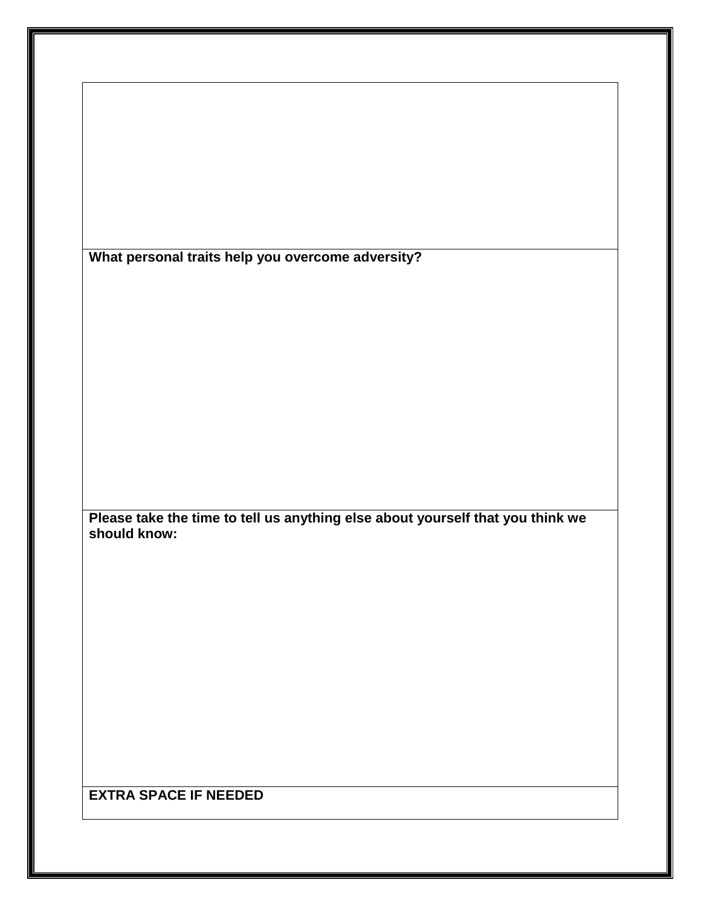**What personal traits help you overcome adversity?**

**Please take the time to tell us anything else about yourself that you think we should know:**

**EXTRA SPACE IF NEEDED**